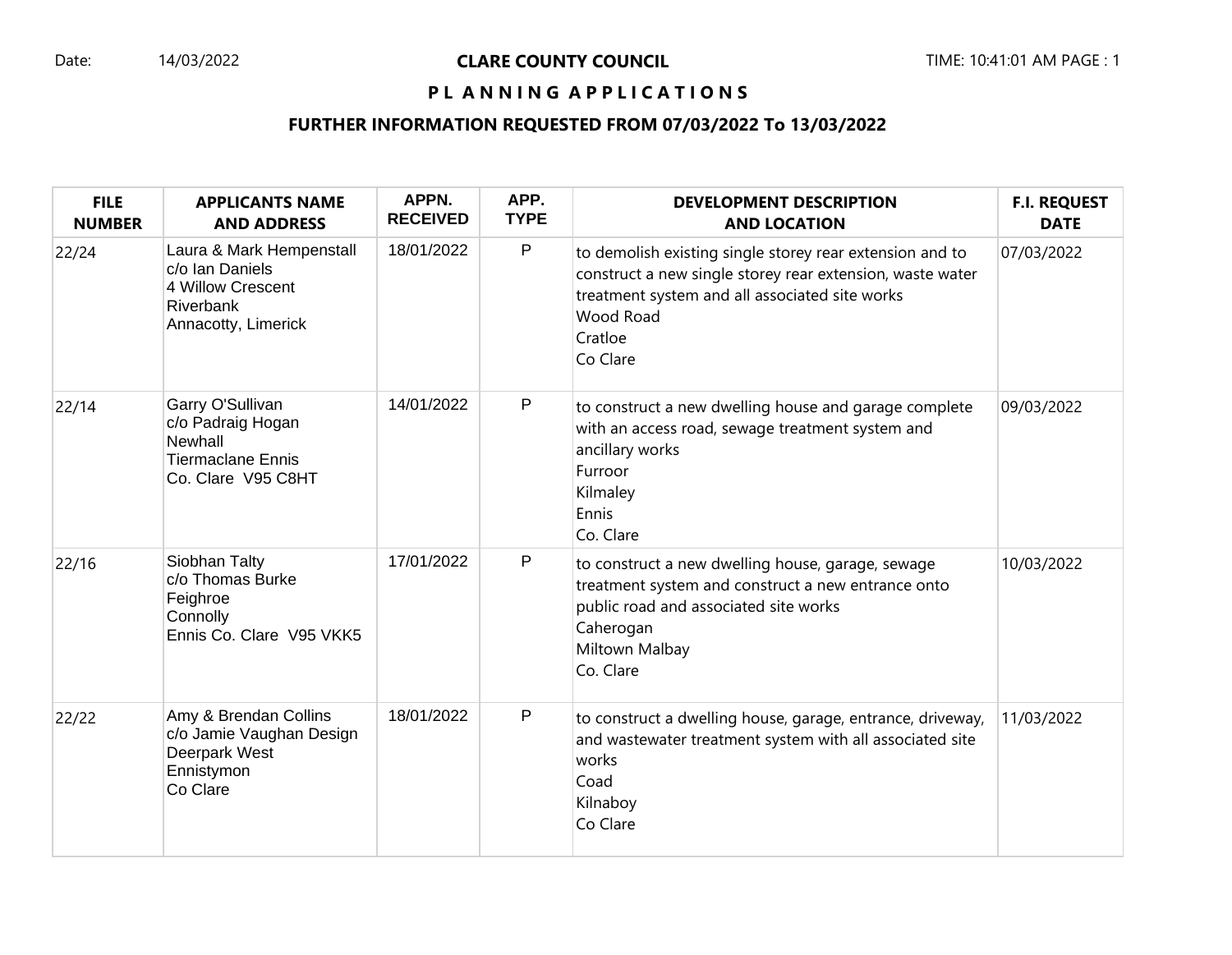Date: 14/03/2022

# CLARE COUNTY COUNCIL

TIME: 10:41:01 AM PAGE : 1

## PLANNING APPLICATIONS

### FURTHER INFORMATION REQUESTED FROM 07/03/2022 To 13/03/2022

| FILE NUMBER | APPLICANTS NAME AND ADDRESS | APPN. RECEIVED | APP. TYPE | DEVELOPMENT DESCRIPTION AND LOCATION | F.I. REQUEST DATE |
|---|---|---|---|---|---|
| 22/24 | Laura & Mark Hempenstall<br>c/o Ian Daniels<br>4 Willow Crescent<br>Riverbank<br>Annacotty, Limerick | 18/01/2022 | P | to demolish existing single storey rear extension and to construct a new single storey rear extension, waste water treatment system and all associated site works<br>Wood Road<br>Cratloe<br>Co Clare | 07/03/2022 |
| 22/14 | Garry O'Sullivan<br>c/o Padraig Hogan<br>Newhall<br>Tiermaclane Ennis<br>Co. Clare V95 C8HT | 14/01/2022 | P | to construct a new dwelling house and garage complete with an access road, sewage treatment system and ancillary works<br>Furroor<br>Kilmaley<br>Ennis<br>Co. Clare | 09/03/2022 |
| 22/16 | Siobhan Talty<br>c/o Thomas Burke<br>Feighroe<br>Connolly<br>Ennis Co. Clare V95 VKK5 | 17/01/2022 | P | to construct a new dwelling house, garage, sewage treatment system and construct a new entrance onto public road and associated site works<br>Caherogan<br>Miltown Malbay<br>Co. Clare | 10/03/2022 |
| 22/22 | Amy & Brendan Collins<br>c/o Jamie Vaughan Design<br>Deerpark West<br>Ennistymon<br>Co Clare | 18/01/2022 | P | to construct a dwelling house, garage, entrance, driveway, and wastewater treatment system with all associated site works<br>Coad<br>Kilnaboy<br>Co Clare | 11/03/2022 |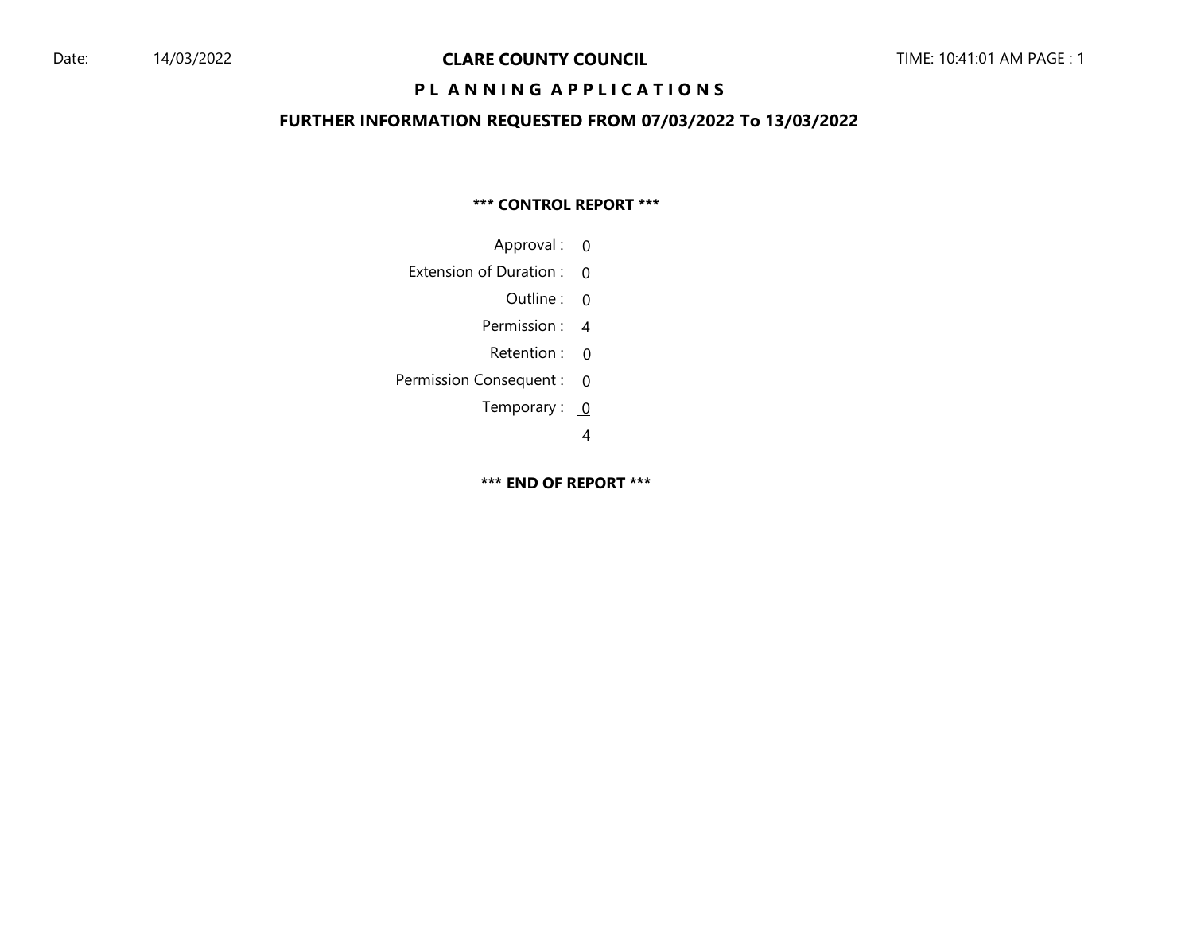# CLARE COUNTY COUNCIL

## PLANNING APPLICATIONS

### FURTHER INFORMATION REQUESTED FROM 07/03/2022 To 13/03/2022

Date: 14/03/2022

TIME: 10:41:01 AM PAGE : 1

**\*\*\* CONTROL REPORT \*\*\***

| | |
|---|---|
| Approval : | 0 |
| Extension of Duration : | 0 |
| Outline : | 0 |
| Permission : | 4 |
| Retention : | 0 |
| Permission Consequent : | 0 |
| Temporary : | 0 |
| | 4 |

**\*\*\* END OF REPORT \*\*\***